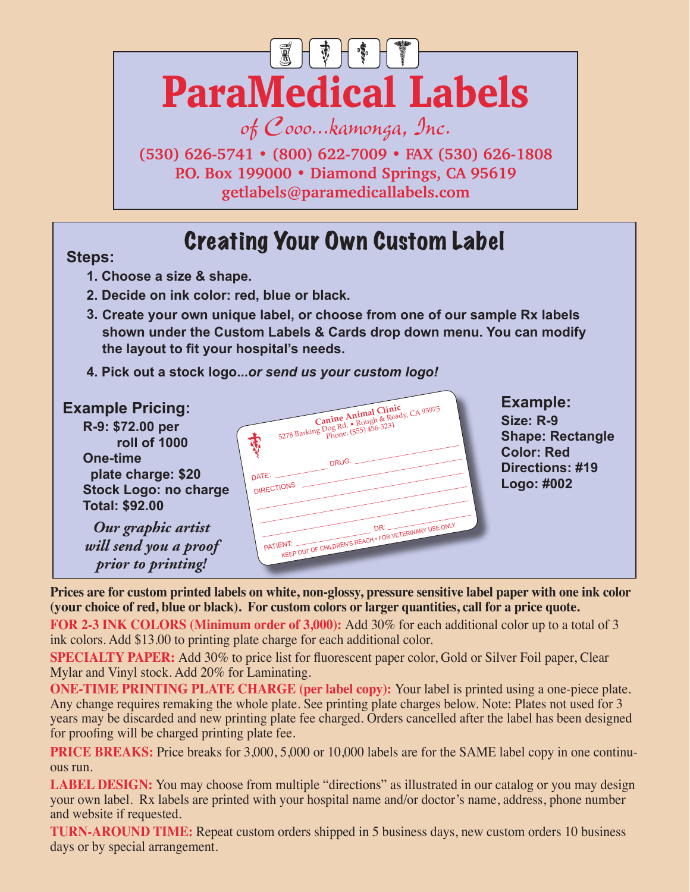# ParaMedical Labels

*of Cooo...kamonga, Inc.*

**(530) 626-5741 • (800) 622-7009 • FAX (530) 626-1808**
**P.O. Box 199000 • Diamond Springs, CA 95619**
**getlabels@paramedicallabels.com**

## Creating Your Own Custom Label

**Steps:**

1. **Choose a size & shape.**
2. **Decide on ink color: red, blue or black.**
3. **Create your own unique label, or choose from one of our sample Rx labels shown under the Custom Labels & Cards drop down menu. You can modify the layout to fit your hospital's needs.**
4. **Pick out a stock logo...*or send us your custom logo!***

### Example Pricing:

**R-9: $72.00 per roll of 1000**
**One-time plate charge: $20**
**Stock Logo: no charge**
**Total: $92.00**

***Our graphic artist will send you a proof prior to printing!***

Canine Animal Clinic
5278 Barking Dog Rd. • Rough & Ready, CA 95975
Phone: (555) 456-3231

DATE: ______ DRUG: ______
DIRECTIONS ______
______
______
______ DR: ______
PATIENT: ______
KEEP OUT OF CHILDREN'S REACH • FOR VETERINARY USE ONLY

### Example:

**Size: R-9**
**Shape: Rectangle**
**Color: Red**
**Directions: #19**
**Logo: #002**

**Prices are for custom printed labels on white, non-glossy, pressure sensitive label paper with one ink color (your choice of red, blue or black). For custom colors or larger quantities, call for a price quote.**

**FOR 2-3 INK COLORS (Minimum order of 3,000):** Add 30% for each additional color up to a total of 3 ink colors. Add $13.00 to printing plate charge for each additional color.

**SPECIALTY PAPER:** Add 30% to price list for fluorescent paper color, Gold or Silver Foil paper, Clear Mylar and Vinyl stock. Add 20% for Laminating.

**ONE-TIME PRINTING PLATE CHARGE (per label copy):** Your label is printed using a one-piece plate. Any change requires remaking the whole plate. See printing plate charges below. Note: Plates not used for 3 years may be discarded and new printing plate fee charged. Orders cancelled after the label has been designed for proofing will be charged printing plate fee.

**PRICE BREAKS:** Price breaks for 3,000, 5,000 or 10,000 labels are for the SAME label copy in one continuous run.

**LABEL DESIGN:** You may choose from multiple "directions" as illustrated in our catalog or you may design your own label. Rx labels are printed with your hospital name and/or doctor's name, address, phone number and website if requested.

**TURN-AROUND TIME:** Repeat custom orders shipped in 5 business days, new custom orders 10 business days or by special arrangement.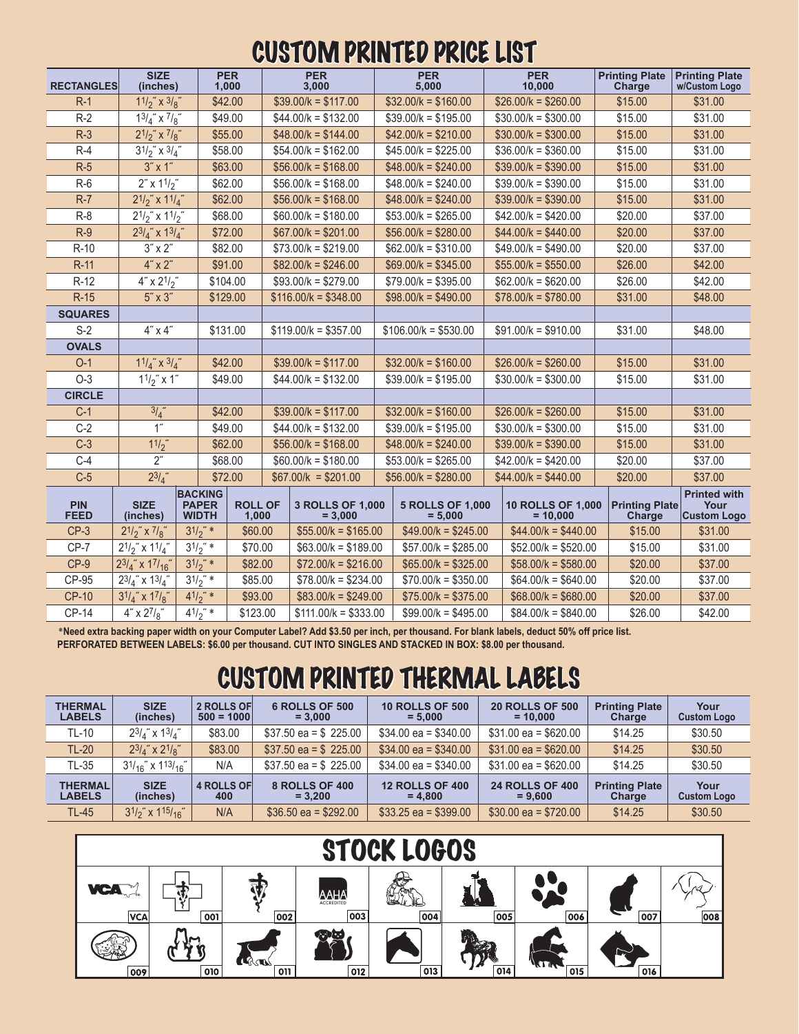# CUSTOM PRINTED PRICE LIST

| RECTANGLES | SIZE (inches) | PER 1,000 | PER 3,000 | PER 5,000 | PER 10,000 | Printing Plate Charge | Printing Plate w/Custom Logo |
|---|---|---|---|---|---|---|---|
| R-1 | $1^1/_2$" x $^3/_8$" | $42.00 | $39.00/k = $117.00 | $32.00/k = $160.00 | $26.00/k = $260.00 | $15.00 | $31.00 |
| R-2 | $1^3/_4$" x $^7/_8$" | $49.00 | $44.00/k = $132.00 | $39.00/k = $195.00 | $30.00/k = $300.00 | $15.00 | $31.00 |
| R-3 | $2^1/_2$" x $^7/_8$" | $55.00 | $48.00/k = $144.00 | $42.00/k = $210.00 | $30.00/k = $300.00 | $15.00 | $31.00 |
| R-4 | $3^1/_2$" x $^3/_4$" | $58.00 | $54.00/k = $162.00 | $45.00/k = $225.00 | $36.00/k = $360.00 | $15.00 | $31.00 |
| R-5 | 3" x 1" | $63.00 | $56.00/k = $168.00 | $48.00/k = $240.00 | $39.00/k = $390.00 | $15.00 | $31.00 |
| R-6 | 2" x $1^1/_2$" | $62.00 | $56.00/k = $168.00 | $48.00/k = $240.00 | $39.00/k = $390.00 | $15.00 | $31.00 |
| R-7 | $2^1/_2$" x $1^1/_4$" | $62.00 | $56.00/k = $168.00 | $48.00/k = $240.00 | $39.00/k = $390.00 | $15.00 | $31.00 |
| R-8 | $2^1/_2$" x $1^1/_2$" | $68.00 | $60.00/k = $180.00 | $53.00/k = $265.00 | $42.00/k = $420.00 | $20.00 | $37.00 |
| R-9 | $2^3/_4$" x $1^3/_4$" | $72.00 | $67.00/k = $201.00 | $56.00/k = $280.00 | $44.00/k = $440.00 | $20.00 | $37.00 |
| R-10 | 3" x 2" | $82.00 | $73.00/k = $219.00 | $62.00/k = $310.00 | $49.00/k = $490.00 | $20.00 | $37.00 |
| R-11 | 4" x 2" | $91.00 | $82.00/k = $246.00 | $69.00/k = $345.00 | $55.00/k = $550.00 | $26.00 | $42.00 |
| R-12 | 4" x $2^1/_2$" | $104.00 | $93.00/k = $279.00 | $79.00/k = $395.00 | $62.00/k = $620.00 | $26.00 | $42.00 |
| R-15 | 5" x 3" | $129.00 | $116.00/k = $348.00 | $98.00/k = $490.00 | $78.00/k = $780.00 | $31.00 | $48.00 |
| **SQUARES** | | | | | | | |
| S-2 | 4" x 4" | $131.00 | $119.00/k = $357.00 | $106.00/k = $530.00 | $91.00/k = $910.00 | $31.00 | $48.00 |
| **OVALS** | | | | | | | |
| O-1 | $1^1/_4$" x $^3/_4$" | $42.00 | $39.00/k = $117.00 | $32.00/k = $160.00 | $26.00/k = $260.00 | $15.00 | $31.00 |
| O-3 | $1^1/_2$" x 1" | $49.00 | $44.00/k = $132.00 | $39.00/k = $195.00 | $30.00/k = $300.00 | $15.00 | $31.00 |
| **CIRCLE** | | | | | | | |
| C-1 | $^3/_4$" | $42.00 | $39.00/k = $117.00 | $32.00/k = $160.00 | $26.00/k = $260.00 | $15.00 | $31.00 |
| C-2 | 1" | $49.00 | $44.00/k = $132.00 | $39.00/k = $195.00 | $30.00/k = $300.00 | $15.00 | $31.00 |
| C-3 | $1^1/_2$" | $62.00 | $56.00/k = $168.00 | $48.00/k = $240.00 | $39.00/k = $390.00 | $15.00 | $31.00 |
| C-4 | 2" | $68.00 | $60.00/k = $180.00 | $53.00/k = $265.00 | $42.00/k = $420.00 | $20.00 | $37.00 |
| C-5 | $2^3/_4$" | $72.00 | $67.00/k = $201.00 | $56.00/k = $280.00 | $44.00/k = $440.00 | $20.00 | $37.00 |

| PIN FEED | SIZE (inches) | BACKING PAPER WIDTH | ROLL OF 1,000 | 3 ROLLS OF 1,000 = 3,000 | 5 ROLLS OF 1,000 = 5,000 | 10 ROLLS OF 1,000 = 10,000 | Printing Plate Charge | Printed with Your Custom Logo |
|---|---|---|---|---|---|---|---|---|
| CP-3 | $2^1/_2$" x $^7/_8$" | $3^1/_2$" * | $60.00 | $55.00/k = $165.00 | $49.00/k = $245.00 | $44.00/k = $440.00 | $15.00 | $31.00 |
| CP-7 | $2^1/_2$" x $1^1/_4$" | $3^1/_2$" * | $70.00 | $63.00/k = $189.00 | $57.00/k = $285.00 | $52.00/k = $520.00 | $15.00 | $31.00 |
| CP-9 | $2^3/_4$" x $1^7/_{16}$" | $3^1/_2$" * | $82.00 | $72.00/k = $216.00 | $65.00/k = $325.00 | $58.00/k = $580.00 | $20.00 | $37.00 |
| CP-95 | $2^3/_4$" x $1^3/_4$" | $3^1/_2$" * | $85.00 | $78.00/k = $234.00 | $70.00/k = $350.00 | $64.00/k = $640.00 | $20.00 | $37.00 |
| CP-10 | $3^1/_4$" x $1^7/_8$" | $4^1/_2$" * | $93.00 | $83.00/k = $249.00 | $75.00/k = $375.00 | $68.00/k = $680.00 | $20.00 | $37.00 |
| CP-14 | 4" x $2^7/_8$" | $4^1/_2$" * | $123.00 | $111.00/k = $333.00 | $99.00/k = $495.00 | $84.00/k = $840.00 | $26.00 | $42.00 |

**\*Need extra backing paper width on your Computer Label? Add $3.50 per inch, per thousand. For blank labels, deduct 50% off price list.**
**PERFORATED BETWEEN LABELS: $6.00 per thousand. CUT INTO SINGLES AND STACKED IN BOX: $8.00 per thousand.**

# CUSTOM PRINTED THERMAL LABELS

| THERMAL LABELS | SIZE (inches) | 2 ROLLS OF 500 = 1000 | 6 ROLLS OF 500 = 3,000 | 10 ROLLS OF 500 = 5,000 | 20 ROLLS OF 500 = 10,000 | Printing Plate Charge | Your Custom Logo |
|---|---|---|---|---|---|---|---|
| TL-10 | $2^3/_4$" x $1^3/_4$" | $83.00 | $37.50 ea = $ 225.00 | $34.00 ea = $340.00 | $31.00 ea = $620.00 | $14.25 | $30.50 |
| TL-20 | $2^3/_4$" x $2^1/_8$" | $83.00 | $37.50 ea = $ 225.00 | $34.00 ea = $340.00 | $31.00 ea = $620.00 | $14.25 | $30.50 |
| TL-35 | $3^1/_{16}$" x $1^{13}/_{16}$" | N/A | $37.50 ea = $ 225.00 | $34.00 ea = $340.00 | $31.00 ea = $620.00 | $14.25 | $30.50 |
| **THERMAL LABELS** | **SIZE (inches)** | **4 ROLLS OF 400** | **8 ROLLS OF 400 = 3,200** | **12 ROLLS OF 400 = 4,800** | **24 ROLLS OF 400 = 9,600** | **Printing Plate Charge** | **Your Custom Logo** |
| TL-45 | $3^1/_2$" x $1^{15}/_{16}$" | N/A | $36.50 ea = $292.00 | $33.25 ea = $399.00 | $30.00 ea = $720.00 | $14.25 | $30.50 |

# STOCK LOGOS

VCA, 001, 002, 003, 004, 005, 006, 007, 008, 009, 010, 011, 012, 013, 014, 015, 016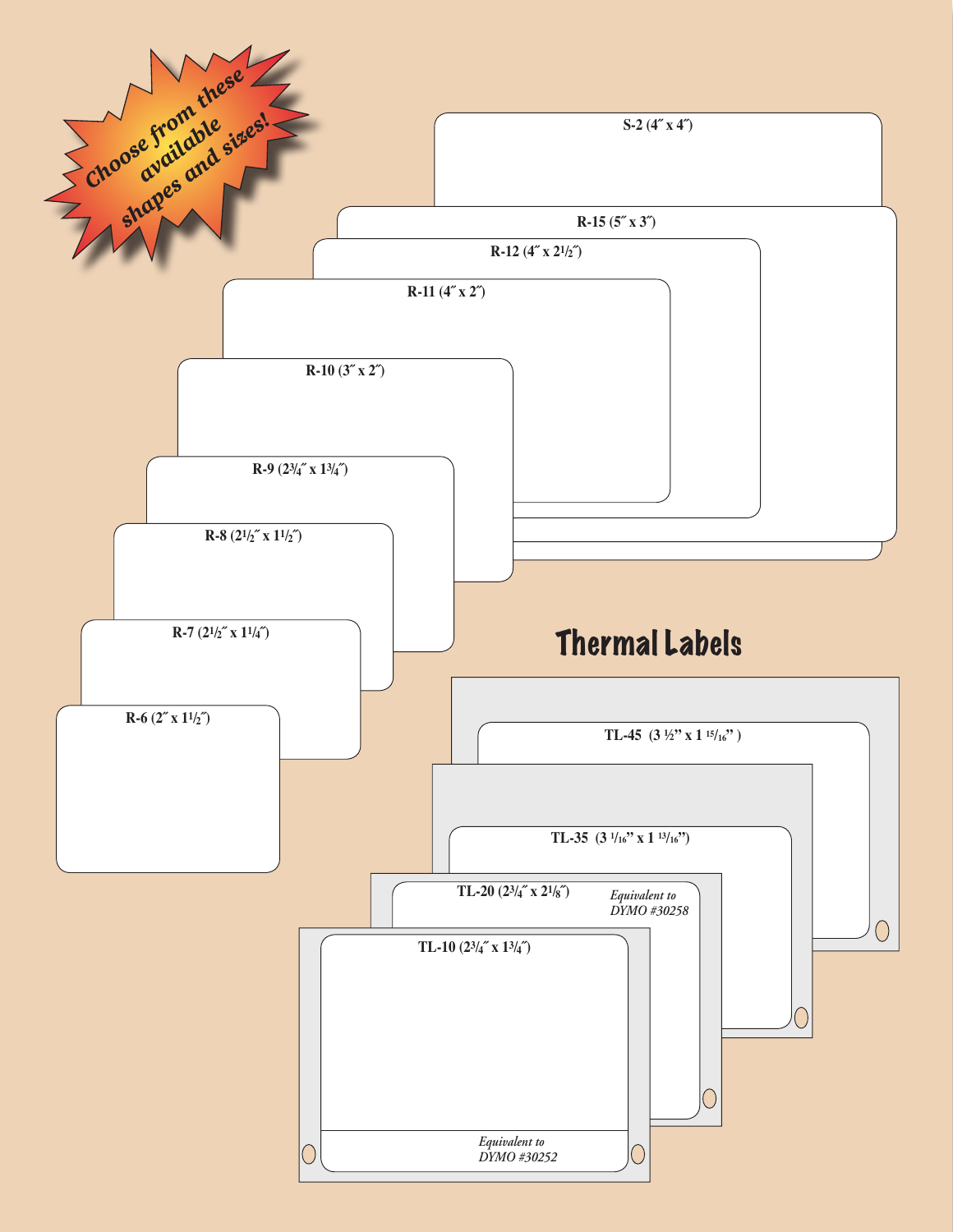*Choose from these available shapes and sizes!*

S-2 (4″ x 4″)

R-15 (5″ x 3″)

R-12 (4″ x 2½″)

R-11 (4″ x 2″)

R-10 (3″ x 2″)

R-9 (2¾″ x 1¾″)

R-8 (2½″ x 1½″)

R-7 (2½″ x 1¼″)

R-6 (2″ x 1½″)

# Thermal Labels

TL-45 (3 ½" x 1 15/16")

TL-35 (3 1/16" x 1 13/16")

TL-20 (2¾″ x 2⅛″) *Equivalent to DYMO #30258*

TL-10 (2¾″ x 1¾″)

*Equivalent to DYMO #30252*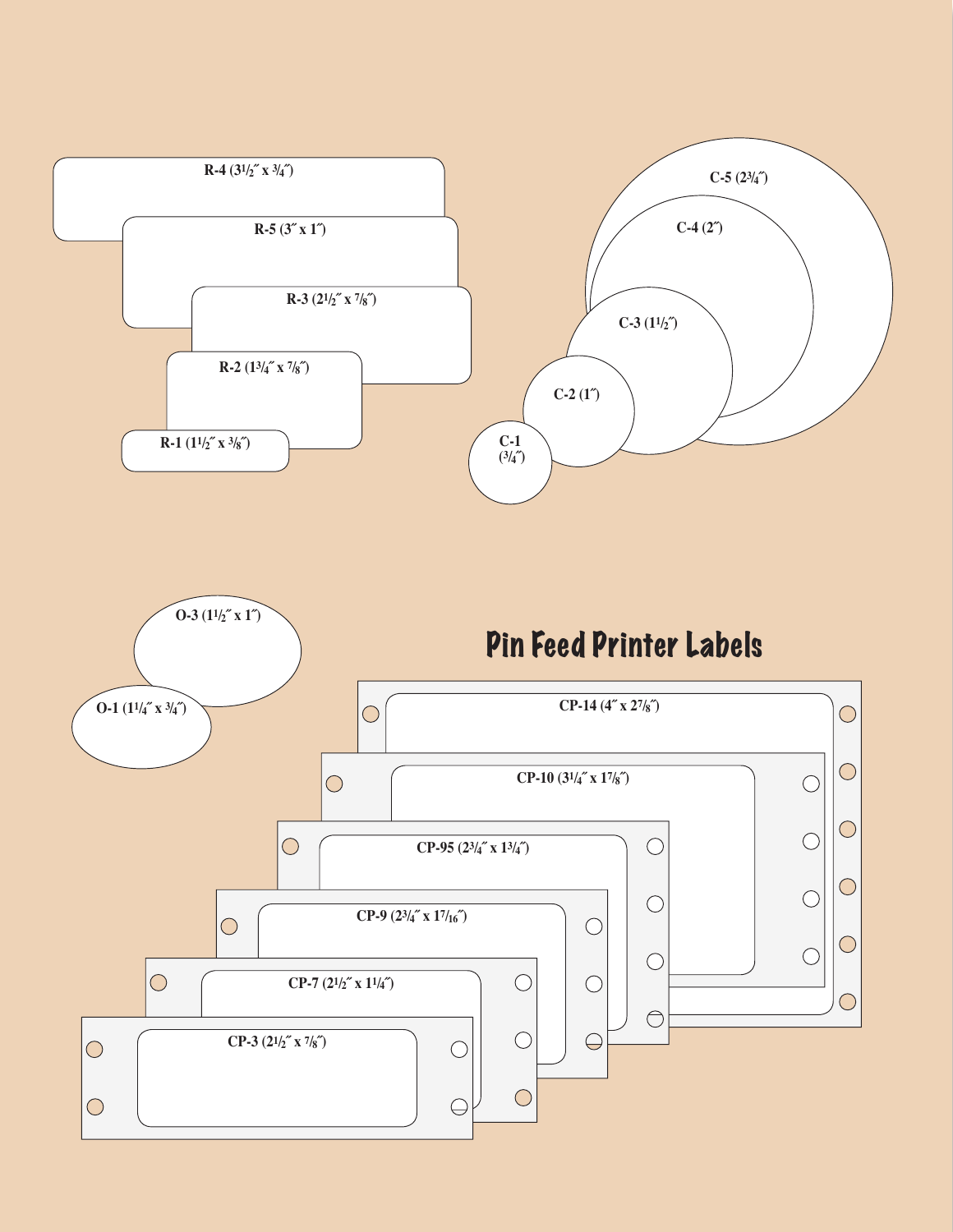R-4 (3 1/2″ x 3/4″)

R-5 (3″ x 1″)

R-3 (2 1/2″ x 7/8″)

R-2 (1 3/4″ x 7/8″)

R-1 (1 1/2″ x 3/8″)

C-5 (2 3/4″)

C-4 (2″)

C-3 (1 1/2″)

C-2 (1″)

C-1 (3/4″)

O-3 (1 1/2″ x 1″)

O-1 (1 1/4″ x 3/4″)

## Pin Feed Printer Labels

CP-14 (4″ x 2 7/8″)

CP-10 (3 1/4″ x 1 7/8″)

CP-95 (2 3/4″ x 1 3/4″)

CP-9 (2 3/4″ x 1 7/16″)

CP-7 (2 1/2″ x 1 1/4″)

CP-3 (2 1/2″ x 7/8″)